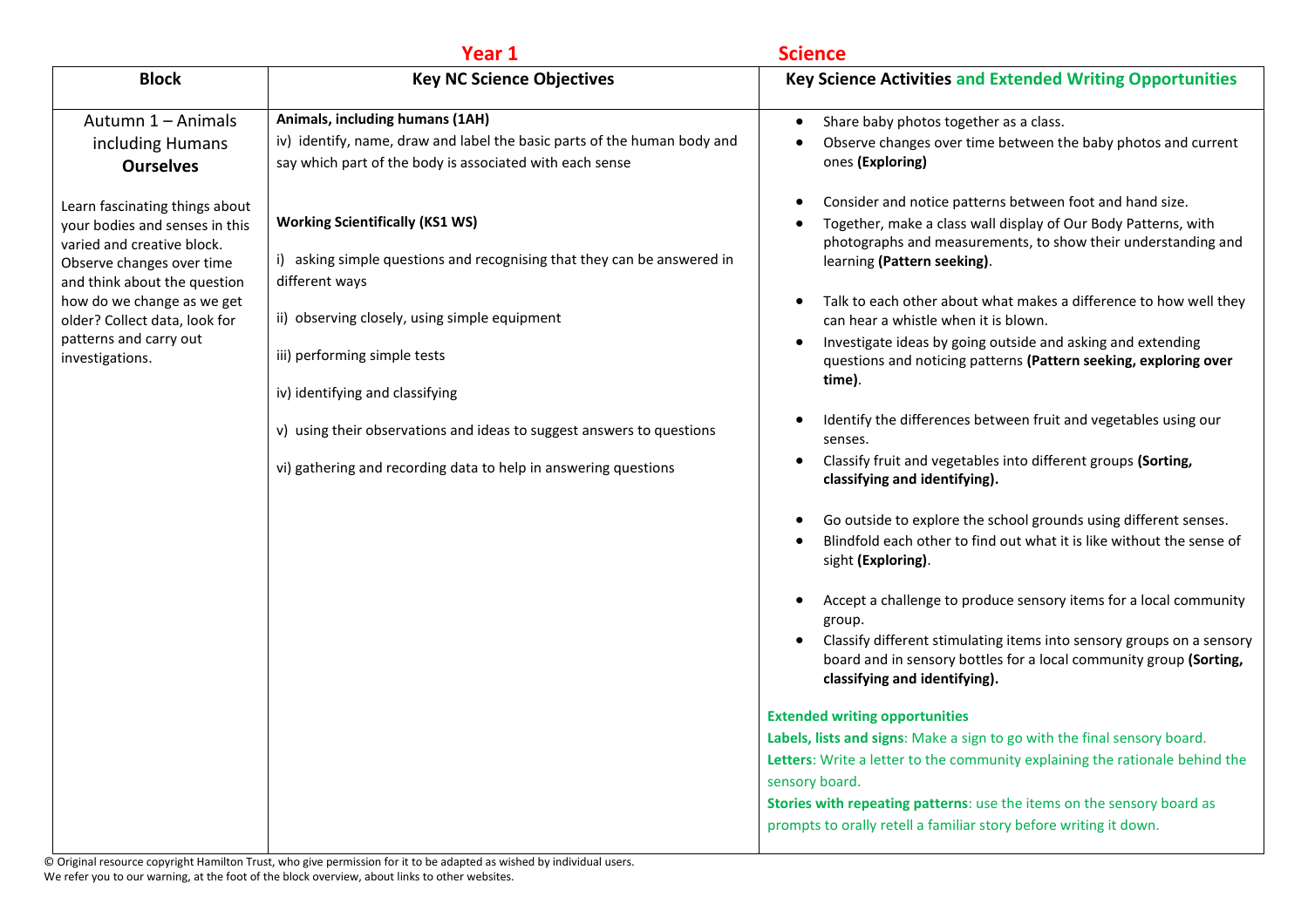# Year 1 Science

| Block | Key NC Science Objectives | Key Science Activities and Extended Writing Opportunities |
|---|---|---|
| Autumn 1 – Animals including Humans **Ourselves**<br><br>Learn fascinating things about your bodies and senses in this varied and creative block. Observe changes over time and think about the question how do we change as we get older? Collect data, look for patterns and carry out investigations. | **Animals, including humans (1AH)**<br>iv) identify, name, draw and label the basic parts of the human body and say which part of the body is associated with each sense<br><br>**Working Scientifically (KS1 WS)**<br><br>i) asking simple questions and recognising that they can be answered in different ways<br><br>ii) observing closely, using simple equipment<br><br>iii) performing simple tests<br><br>iv) identifying and classifying<br><br>v) using their observations and ideas to suggest answers to questions<br><br>vi) gathering and recording data to help in answering questions | • Share baby photos together as a class.<br>• Observe changes over time between the baby photos and current ones **(Exploring)**<br><br>• Consider and notice patterns between foot and hand size.<br>• Together, make a class wall display of Our Body Patterns, with photographs and measurements, to show their understanding and learning **(Pattern seeking)**.<br><br>• Talk to each other about what makes a difference to how well they can hear a whistle when it is blown.<br>• Investigate ideas by going outside and asking and extending questions and noticing patterns **(Pattern seeking, exploring over time)**.<br><br>• Identify the differences between fruit and vegetables using our senses.<br>• Classify fruit and vegetables into different groups **(Sorting, classifying and identifying).**<br><br>• Go outside to explore the school grounds using different senses.<br>• Blindfold each other to find out what it is like without the sense of sight **(Exploring)**.<br><br>• Accept a challenge to produce sensory items for a local community group.<br>• Classify different stimulating items into sensory groups on a sensory board and in sensory bottles for a local community group **(Sorting, classifying and identifying).**<br><br>**Extended writing opportunities**<br>**Labels, lists and signs**: Make a sign to go with the final sensory board.<br>**Letters**: Write a letter to the community explaining the rationale behind the sensory board.<br>**Stories with repeating patterns**: use the items on the sensory board as prompts to orally retell a familiar story before writing it down. |

© Original resource copyright Hamilton Trust, who give permission for it to be adapted as wished by individual users.
We refer you to our warning, at the foot of the block overview, about links to other websites.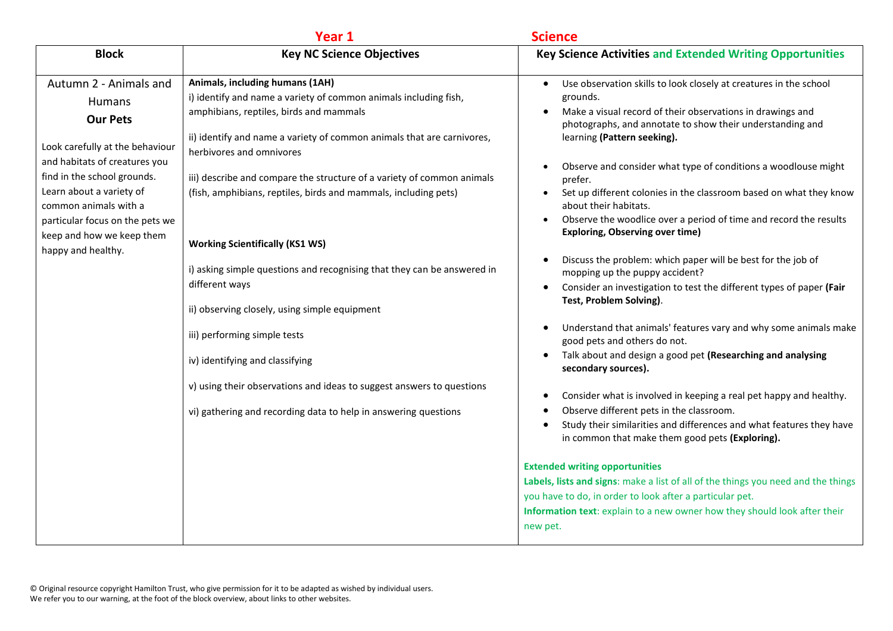**Year 1** **Science**

| Block | Key NC Science Objectives | Key Science Activities and Extended Writing Opportunities |
|---|---|---|
| Autumn 2 - Animals and Humans<br>**Our Pets**<br><br>Look carefully at the behaviour and habitats of creatures you find in the school grounds. Learn about a variety of common animals with a particular focus on the pets we keep and how we keep them happy and healthy. | **Animals, including humans (1AH)**<br>i) identify and name a variety of common animals including fish, amphibians, reptiles, birds and mammals<br><br>ii) identify and name a variety of common animals that are carnivores, herbivores and omnivores<br><br>iii) describe and compare the structure of a variety of common animals (fish, amphibians, reptiles, birds and mammals, including pets)<br><br>**Working Scientifically (KS1 WS)**<br><br>i) asking simple questions and recognising that they can be answered in different ways<br><br>ii) observing closely, using simple equipment<br><br>iii) performing simple tests<br><br>iv) identifying and classifying<br><br>v) using their observations and ideas to suggest answers to questions<br><br>vi) gathering and recording data to help in answering questions | • Use observation skills to look closely at creatures in the school grounds.<br>• Make a visual record of their observations in drawings and photographs, and annotate to show their understanding and learning **(Pattern seeking).**<br><br>• Observe and consider what type of conditions a woodlouse might prefer.<br>• Set up different colonies in the classroom based on what they know about their habitats.<br>• Observe the woodlice over a period of time and record the results **Exploring, Observing over time)**<br><br>• Discuss the problem: which paper will be best for the job of mopping up the puppy accident?<br>• Consider an investigation to test the different types of paper **(Fair Test, Problem Solving)**.<br><br>• Understand that animals' features vary and why some animals make good pets and others do not.<br>• Talk about and design a good pet **(Researching and analysing secondary sources).**<br><br>• Consider what is involved in keeping a real pet happy and healthy.<br>• Observe different pets in the classroom.<br>• Study their similarities and differences and what features they have in common that make them good pets **(Exploring).**<br><br>**Extended writing opportunities**<br>**Labels, lists and signs**: make a list of all of the things you need and the things you have to do, in order to look after a particular pet.<br>**Information text**: explain to a new owner how they should look after their new pet. |

© Original resource copyright Hamilton Trust, who give permission for it to be adapted as wished by individual users.
We refer you to our warning, at the foot of the block overview, about links to other websites.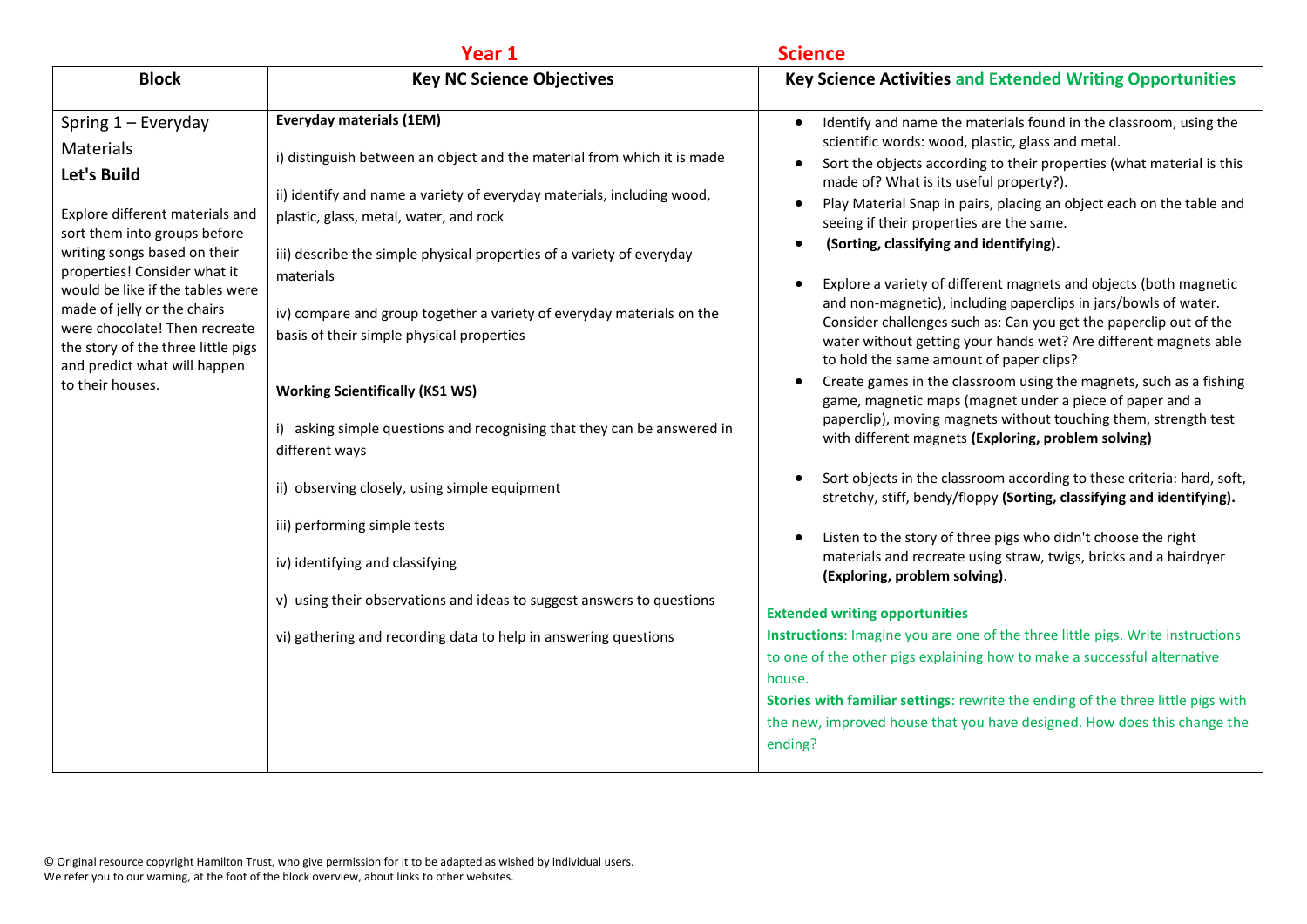**Year 1** **Science**

| Block | Key NC Science Objectives | Key Science Activities and Extended Writing Opportunities |
|---|---|---|
| Spring 1 – Everyday Materials<br>**Let's Build**<br><br>Explore different materials and sort them into groups before writing songs based on their properties! Consider what it would be like if the tables were made of jelly or the chairs were chocolate! Then recreate the story of the three little pigs and predict what will happen to their houses. | **Everyday materials (1EM)**<br><br>i) distinguish between an object and the material from which it is made<br><br>ii) identify and name a variety of everyday materials, including wood, plastic, glass, metal, water, and rock<br><br>iii) describe the simple physical properties of a variety of everyday materials<br><br>iv) compare and group together a variety of everyday materials on the basis of their simple physical properties<br><br>**Working Scientifically (KS1 WS)**<br><br>i) asking simple questions and recognising that they can be answered in different ways<br><br>ii) observing closely, using simple equipment<br><br>iii) performing simple tests<br><br>iv) identifying and classifying<br><br>v) using their observations and ideas to suggest answers to questions<br><br>vi) gathering and recording data to help in answering questions | • Identify and name the materials found in the classroom, using the scientific words: wood, plastic, glass and metal.<br>• Sort the objects according to their properties (what material is this made of? What is its useful property?).<br>• Play Material Snap in pairs, placing an object each on the table and seeing if their properties are the same.<br>• **(Sorting, classifying and identifying).**<br><br>• Explore a variety of different magnets and objects (both magnetic and non-magnetic), including paperclips in jars/bowls of water. Consider challenges such as: Can you get the paperclip out of the water without getting your hands wet? Are different magnets able to hold the same amount of paper clips?<br>• Create games in the classroom using the magnets, such as a fishing game, magnetic maps (magnet under a piece of paper and a paperclip), moving magnets without touching them, strength test with different magnets **(Exploring, problem solving)**<br><br>• Sort objects in the classroom according to these criteria: hard, soft, stretchy, stiff, bendy/floppy **(Sorting, classifying and identifying).**<br><br>• Listen to the story of three pigs who didn't choose the right materials and recreate using straw, twigs, bricks and a hairdryer **(Exploring, problem solving)**.<br><br>**Extended writing opportunities**<br>**Instructions**: Imagine you are one of the three little pigs. Write instructions to one of the other pigs explaining how to make a successful alternative house.<br>**Stories with familiar settings**: rewrite the ending of the three little pigs with the new, improved house that you have designed. How does this change the ending? |

© Original resource copyright Hamilton Trust, who give permission for it to be adapted as wished by individual users.
We refer you to our warning, at the foot of the block overview, about links to other websites.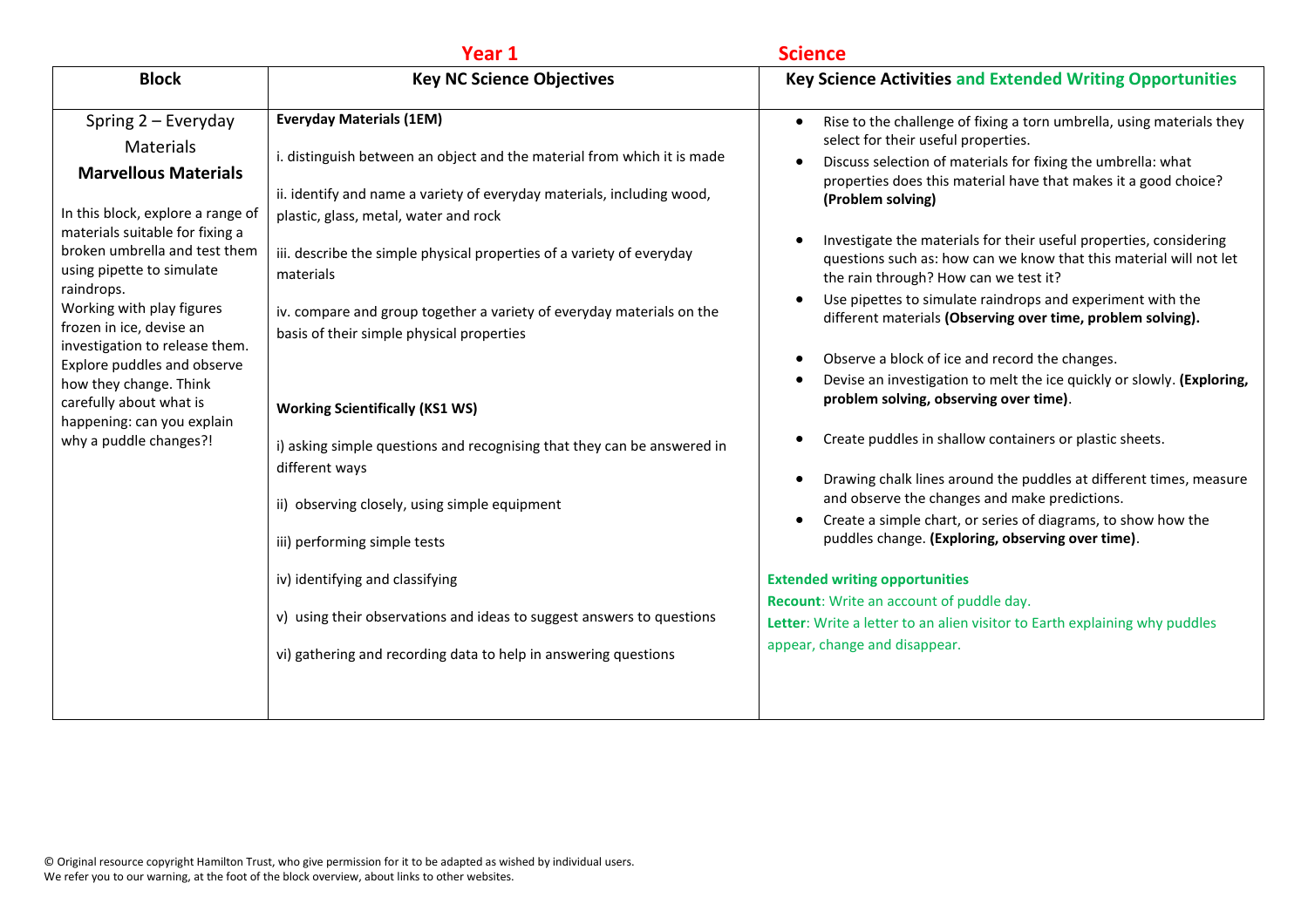**Year 1 Science**

| Block | Key NC Science Objectives | Key Science Activities and Extended Writing Opportunities |
|---|---|---|
| Spring 2 – Everyday Materials<br>**Marvellous Materials**<br><br>In this block, explore a range of materials suitable for fixing a broken umbrella and test them using pipette to simulate raindrops.<br>Working with play figures frozen in ice, devise an investigation to release them.<br>Explore puddles and observe how they change. Think carefully about what is happening: can you explain why a puddle changes?! | **Everyday Materials (1EM)**<br><br>i. distinguish between an object and the material from which it is made<br><br>ii. identify and name a variety of everyday materials, including wood, plastic, glass, metal, water and rock<br><br>iii. describe the simple physical properties of a variety of everyday materials<br><br>iv. compare and group together a variety of everyday materials on the basis of their simple physical properties<br><br>**Working Scientifically (KS1 WS)**<br><br>i) asking simple questions and recognising that they can be answered in different ways<br><br>ii) observing closely, using simple equipment<br><br>iii) performing simple tests<br><br>iv) identifying and classifying<br><br>v) using their observations and ideas to suggest answers to questions<br><br>vi) gathering and recording data to help in answering questions | • Rise to the challenge of fixing a torn umbrella, using materials they select for their useful properties.<br>• Discuss selection of materials for fixing the umbrella: what properties does this material have that makes it a good choice? **(Problem solving)**<br><br>• Investigate the materials for their useful properties, considering questions such as: how can we know that this material will not let the rain through? How can we test it?<br>• Use pipettes to simulate raindrops and experiment with the different materials **(Observing over time, problem solving).**<br><br>• Observe a block of ice and record the changes.<br>• Devise an investigation to melt the ice quickly or slowly. **(Exploring, problem solving, observing over time)**.<br><br>• Create puddles in shallow containers or plastic sheets.<br><br>• Drawing chalk lines around the puddles at different times, measure and observe the changes and make predictions.<br>• Create a simple chart, or series of diagrams, to show how the puddles change. **(Exploring, observing over time)**.<br><br>**Extended writing opportunities**<br>**Recount**: Write an account of puddle day.<br>**Letter**: Write a letter to an alien visitor to Earth explaining why puddles appear, change and disappear. |

© Original resource copyright Hamilton Trust, who give permission for it to be adapted as wished by individual users.
We refer you to our warning, at the foot of the block overview, about links to other websites.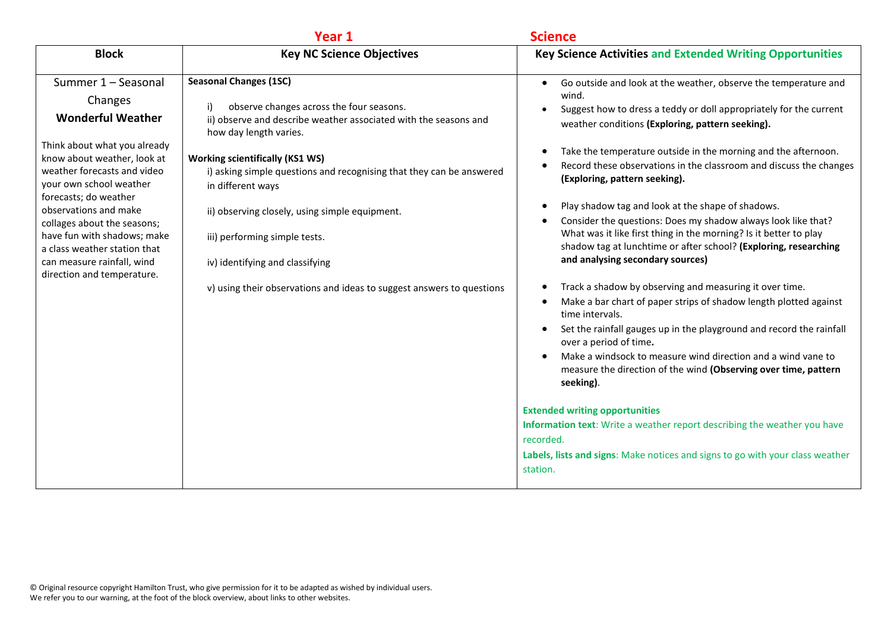**Year 1** **Science**

| Block | Key NC Science Objectives | Key Science Activities and Extended Writing Opportunities |
|---|---|---|
| Summer 1 – Seasonal Changes<br>**Wonderful Weather**<br><br>Think about what you already know about weather, look at weather forecasts and video your own school weather forecasts; do weather observations and make collages about the seasons; have fun with shadows; make a class weather station that can measure rainfall, wind direction and temperature. | **Seasonal Changes (1SC)**<br><br>i) observe changes across the four seasons.<br>ii) observe and describe weather associated with the seasons and how day length varies.<br><br>**Working scientifically (KS1 WS)**<br>i) asking simple questions and recognising that they can be answered in different ways<br><br>ii) observing closely, using simple equipment.<br><br>iii) performing simple tests.<br><br>iv) identifying and classifying<br><br>v) using their observations and ideas to suggest answers to questions | • Go outside and look at the weather, observe the temperature and wind.<br>• Suggest how to dress a teddy or doll appropriately for the current weather conditions **(Exploring, pattern seeking).**<br><br>• Take the temperature outside in the morning and the afternoon.<br>• Record these observations in the classroom and discuss the changes **(Exploring, pattern seeking).**<br><br>• Play shadow tag and look at the shape of shadows.<br>• Consider the questions: Does my shadow always look like that? What was it like first thing in the morning? Is it better to play shadow tag at lunchtime or after school? **(Exploring, researching and analysing secondary sources)**<br><br>• Track a shadow by observing and measuring it over time.<br>• Make a bar chart of paper strips of shadow length plotted against time intervals.<br>• Set the rainfall gauges up in the playground and record the rainfall over a period of time.<br>• Make a windsock to measure wind direction and a wind vane to measure the direction of the wind **(Observing over time, pattern seeking)**.<br><br>**Extended writing opportunities**<br>**Information text**: Write a weather report describing the weather you have recorded.<br>**Labels, lists and signs**: Make notices and signs to go with your class weather station. |

© Original resource copyright Hamilton Trust, who give permission for it to be adapted as wished by individual users.
We refer you to our warning, at the foot of the block overview, about links to other websites.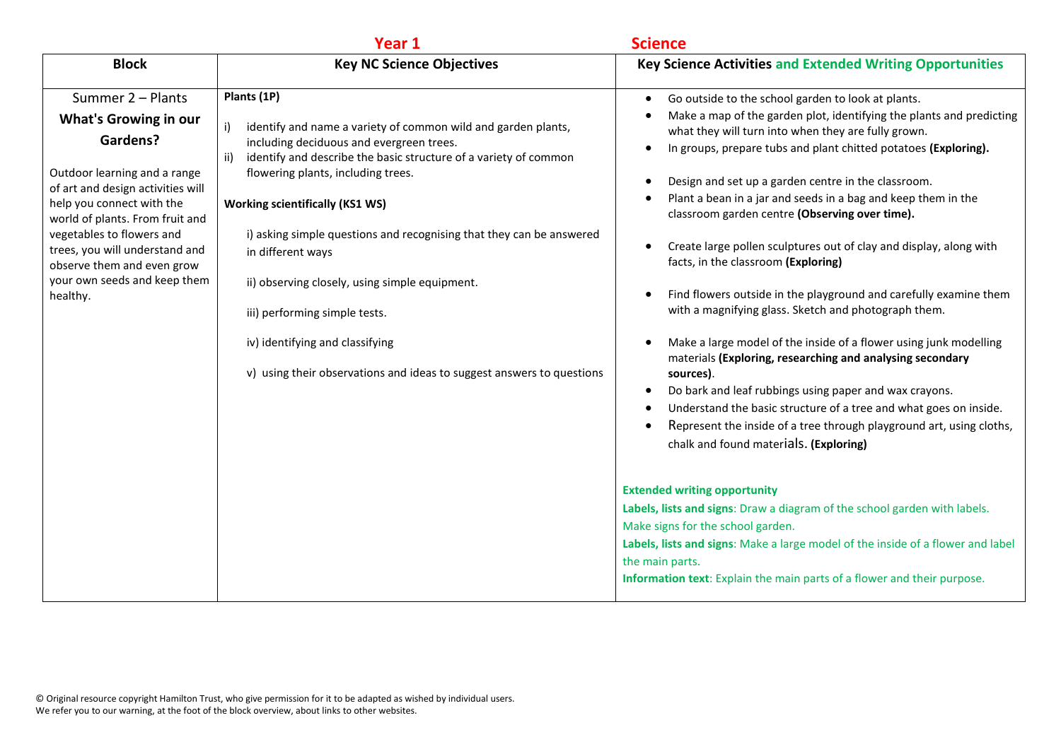## Year 1 Science

| Block | Key NC Science Objectives | Key Science Activities and Extended Writing Opportunities |
|---|---|---|
| Summer 2 – Plants<br><br>**What's Growing in our Gardens?**<br><br>Outdoor learning and a range of art and design activities will help you connect with the world of plants. From fruit and vegetables to flowers and trees, you will understand and observe them and even grow your own seeds and keep them healthy. | **Plants (1P)**<br><br>i) identify and name a variety of common wild and garden plants, including deciduous and evergreen trees.<br>ii) identify and describe the basic structure of a variety of common flowering plants, including trees.<br><br>**Working scientifically (KS1 WS)**<br><br>i) asking simple questions and recognising that they can be answered in different ways<br><br>ii) observing closely, using simple equipment.<br><br>iii) performing simple tests.<br><br>iv) identifying and classifying<br><br>v) using their observations and ideas to suggest answers to questions | • Go outside to the school garden to look at plants.<br>• Make a map of the garden plot, identifying the plants and predicting what they will turn into when they are fully grown.<br>• In groups, prepare tubs and plant chitted potatoes **(Exploring).**<br><br>• Design and set up a garden centre in the classroom.<br>• Plant a bean in a jar and seeds in a bag and keep them in the classroom garden centre **(Observing over time).**<br><br>• Create large pollen sculptures out of clay and display, along with facts, in the classroom **(Exploring)**<br><br>• Find flowers outside in the playground and carefully examine them with a magnifying glass. Sketch and photograph them.<br><br>• Make a large model of the inside of a flower using junk modelling materials **(Exploring, researching and analysing secondary sources)**.<br>• Do bark and leaf rubbings using paper and wax crayons.<br>• Understand the basic structure of a tree and what goes on inside.<br>• Represent the inside of a tree through playground art, using cloths, chalk and found materials. **(Exploring)**<br><br>**Extended writing opportunity**<br>**Labels, lists and signs**: Draw a diagram of the school garden with labels. Make signs for the school garden.<br>**Labels, lists and signs**: Make a large model of the inside of a flower and label the main parts.<br>**Information text**: Explain the main parts of a flower and their purpose. |

© Original resource copyright Hamilton Trust, who give permission for it to be adapted as wished by individual users.
We refer you to our warning, at the foot of the block overview, about links to other websites.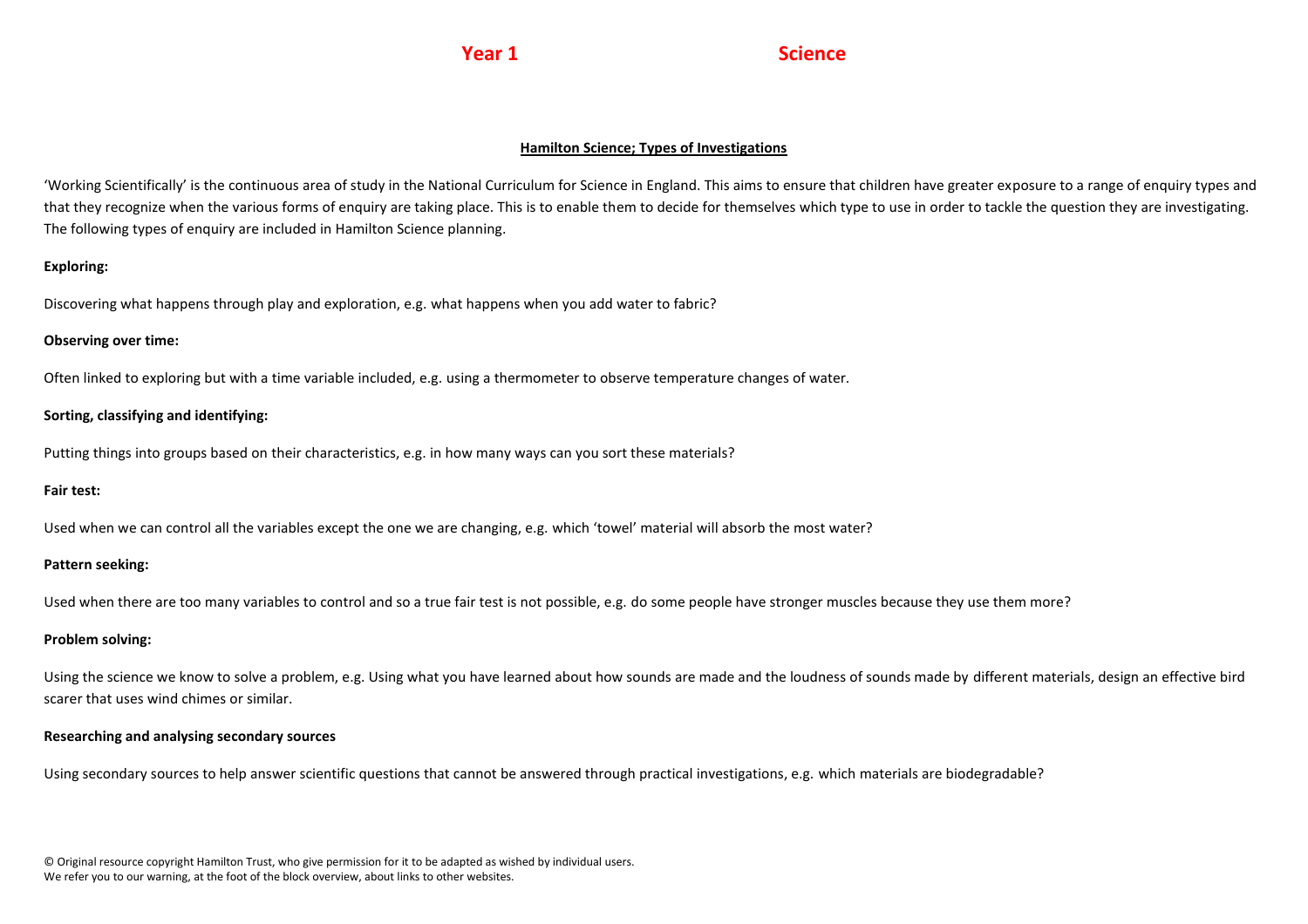# Year 1 Science

## Hamilton Science; Types of Investigations

'Working Scientifically' is the continuous area of study in the National Curriculum for Science in England. This aims to ensure that children have greater exposure to a range of enquiry types and that they recognize when the various forms of enquiry are taking place. This is to enable them to decide for themselves which type to use in order to tackle the question they are investigating. The following types of enquiry are included in Hamilton Science planning.

**Exploring:**

Discovering what happens through play and exploration, e.g. what happens when you add water to fabric?

**Observing over time:**

Often linked to exploring but with a time variable included, e.g. using a thermometer to observe temperature changes of water.

**Sorting, classifying and identifying:**

Putting things into groups based on their characteristics, e.g. in how many ways can you sort these materials?

**Fair test:**

Used when we can control all the variables except the one we are changing, e.g. which 'towel' material will absorb the most water?

**Pattern seeking:**

Used when there are too many variables to control and so a true fair test is not possible, e.g. do some people have stronger muscles because they use them more?

**Problem solving:**

Using the science we know to solve a problem, e.g. Using what you have learned about how sounds are made and the loudness of sounds made by different materials, design an effective bird scarer that uses wind chimes or similar.

**Researching and analysing secondary sources**

Using secondary sources to help answer scientific questions that cannot be answered through practical investigations, e.g. which materials are biodegradable?

© Original resource copyright Hamilton Trust, who give permission for it to be adapted as wished by individual users.
We refer you to our warning, at the foot of the block overview, about links to other websites.